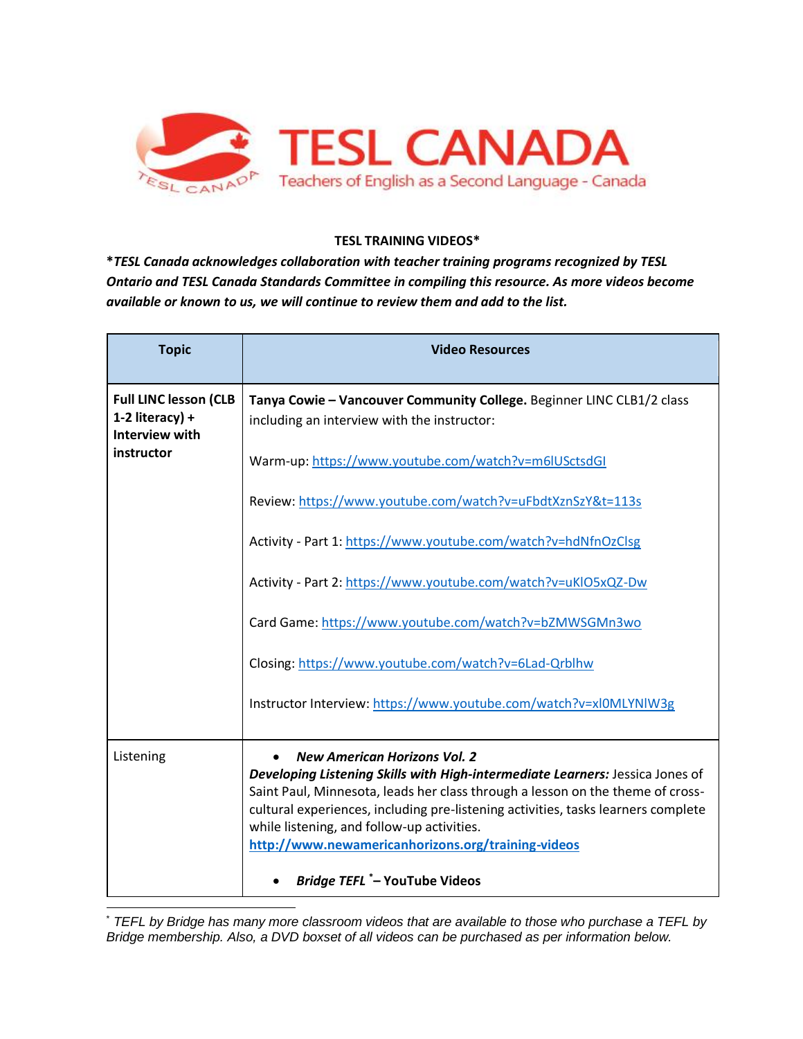TESL CANADA

Teachers of English as a Second Language - Canada

**TESL TRAINING VIDEOS***

***TESL Canada acknowledges collaboration with teacher training programs recognized by TESL Ontario and TESL Canada Standards Committee in compiling this resource. As more videos become available or known to us, we will continue to review them and add to the list.***

| Topic | Video Resources |
|---|---|
| **Full LINC lesson (CLB 1-2 literacy) + Interview with instructor** | **Tanya Cowie – Vancouver Community College.** Beginner LINC CLB1/2 class including an interview with the instructor:<br><br>Warm-up: https://www.youtube.com/watch?v=m6lUSctsdGI<br><br>Review: https://www.youtube.com/watch?v=uFbdtXznSzY&t=113s<br><br>Activity - Part 1: https://www.youtube.com/watch?v=hdNfnOzClsg<br><br>Activity - Part 2: https://www.youtube.com/watch?v=uKlO5xQZ-Dw<br><br>Card Game: https://www.youtube.com/watch?v=bZMWSGMn3wo<br><br>Closing: https://www.youtube.com/watch?v=6Lad-Qrblhw<br><br>Instructor Interview: https://www.youtube.com/watch?v=xl0MLYNlW3g |
| Listening | • ***New American Horizons Vol. 2***<br>***Developing Listening Skills with High-intermediate Learners:*** Jessica Jones of Saint Paul, Minnesota, leads her class through a lesson on the theme of cross-cultural experiences, including pre-listening activities, tasks learners complete while listening, and follow-up activities.<br>**http://www.newamericanhorizons.org/training-videos**<br><br>• ***Bridge TEFL*** * **– YouTube Videos** |

* TEFL by Bridge has many more classroom videos that are available to those who purchase a TEFL by Bridge membership. Also, a DVD boxset of all videos can be purchased as per information below.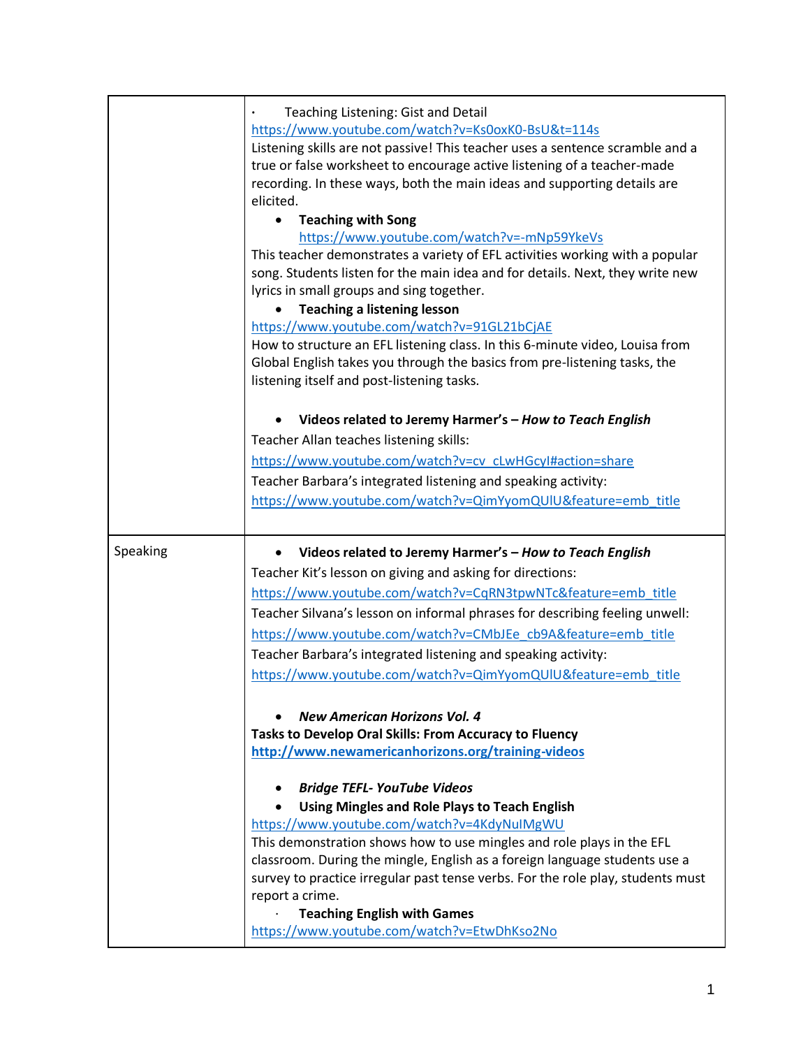| | |
|---|---|
| | · Teaching Listening: Gist and Detail<br>https://www.youtube.com/watch?v=Ks0oxK0-BsU&t=114s<br>Listening skills are not passive! This teacher uses a sentence scramble and a true or false worksheet to encourage active listening of a teacher-made recording. In these ways, both the main ideas and supporting details are elicited.<br>• **Teaching with Song**<br>https://www.youtube.com/watch?v=-mNp59YkeVs<br>This teacher demonstrates a variety of EFL activities working with a popular song. Students listen for the main idea and for details. Next, they write new lyrics in small groups and sing together.<br>• **Teaching a listening lesson**<br>https://www.youtube.com/watch?v=91GL21bCjAE<br>How to structure an EFL listening class. In this 6-minute video, Louisa from Global English takes you through the basics from pre-listening tasks, the listening itself and post-listening tasks.<br><br>• **Videos related to Jeremy Harmer's – *How to Teach English***<br>Teacher Allan teaches listening skills:<br>https://www.youtube.com/watch?v=cv_cLwHGcyI#action=share<br>Teacher Barbara's integrated listening and speaking activity:<br>https://www.youtube.com/watch?v=QimYyomQUlU&feature=emb_title |
| Speaking | • **Videos related to Jeremy Harmer's – *How to Teach English***<br>Teacher Kit's lesson on giving and asking for directions:<br>https://www.youtube.com/watch?v=CqRN3tpwNTc&feature=emb_title<br>Teacher Silvana's lesson on informal phrases for describing feeling unwell:<br>https://www.youtube.com/watch?v=CMbJEe_cb9A&feature=emb_title<br>Teacher Barbara's integrated listening and speaking activity:<br>https://www.youtube.com/watch?v=QimYyomQUlU&feature=emb_title<br><br>• ***New American Horizons Vol. 4***<br>**Tasks to Develop Oral Skills: From Accuracy to Fluency**<br>**http://www.newamericanhorizons.org/training-videos**<br><br>• ***Bridge TEFL- YouTube Videos***<br>• **Using Mingles and Role Plays to Teach English**<br>https://www.youtube.com/watch?v=4KdyNuIMgWU<br>This demonstration shows how to use mingles and role plays in the EFL classroom. During the mingle, English as a foreign language students use a survey to practice irregular past tense verbs. For the role play, students must report a crime.<br>· **Teaching English with Games**<br>https://www.youtube.com/watch?v=EtwDhKso2No |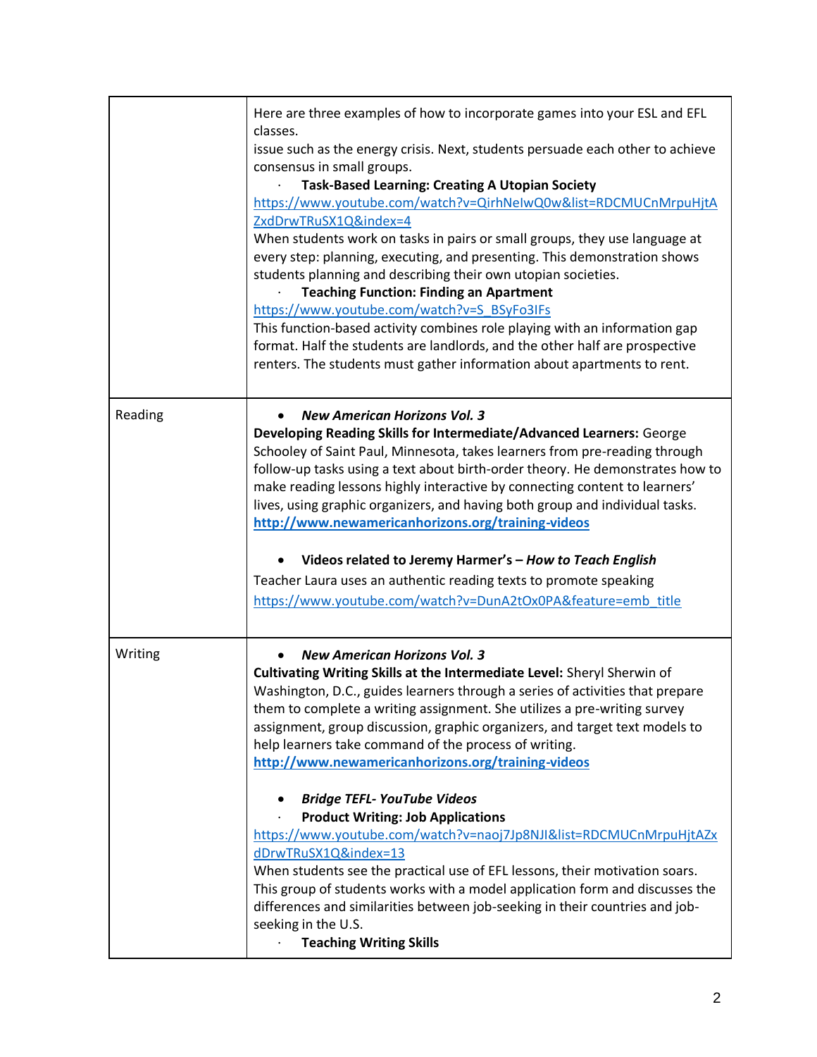| | |
|---|---|
| | Here are three examples of how to incorporate games into your ESL and EFL classes.<br>issue such as the energy crisis. Next, students persuade each other to achieve consensus in small groups.<br>· **Task-Based Learning: Creating A Utopian Society**<br>https://www.youtube.com/watch?v=QirhNeIwQ0w&list=RDCMUCnMrpuHjtAZxdDrwTRuSX1Q&index=4<br>When students work on tasks in pairs or small groups, they use language at every step: planning, executing, and presenting. This demonstration shows students planning and describing their own utopian societies.<br>· **Teaching Function: Finding an Apartment**<br>https://www.youtube.com/watch?v=S_BSyFo3IFs<br>This function-based activity combines role playing with an information gap format. Half the students are landlords, and the other half are prospective renters. The students must gather information about apartments to rent. |
| Reading | • ***New American Horizons Vol. 3***<br>**Developing Reading Skills for Intermediate/Advanced Learners:** George Schooley of Saint Paul, Minnesota, takes learners from pre-reading through follow-up tasks using a text about birth-order theory. He demonstrates how to make reading lessons highly interactive by connecting content to learners' lives, using graphic organizers, and having both group and individual tasks.<br>**http://www.newamericanhorizons.org/training-videos**<br><br>• **Videos related to Jeremy Harmer's – *How to Teach English***<br>Teacher Laura uses an authentic reading texts to promote speaking<br>https://www.youtube.com/watch?v=DunA2tOx0PA&feature=emb_title |
| Writing | • ***New American Horizons Vol. 3***<br>**Cultivating Writing Skills at the Intermediate Level:** Sheryl Sherwin of Washington, D.C., guides learners through a series of activities that prepare them to complete a writing assignment. She utilizes a pre-writing survey assignment, group discussion, graphic organizers, and target text models to help learners take command of the process of writing.<br>**http://www.newamericanhorizons.org/training-videos**<br><br>• ***Bridge TEFL- YouTube Videos***<br>· **Product Writing: Job Applications**<br>https://www.youtube.com/watch?v=naoj7Jp8NJI&list=RDCMUCnMrpuHjtAZxdDrwTRuSX1Q&index=13<br>When students see the practical use of EFL lessons, their motivation soars. This group of students works with a model application form and discusses the differences and similarities between job-seeking in their countries and job-seeking in the U.S.<br>· **Teaching Writing Skills** |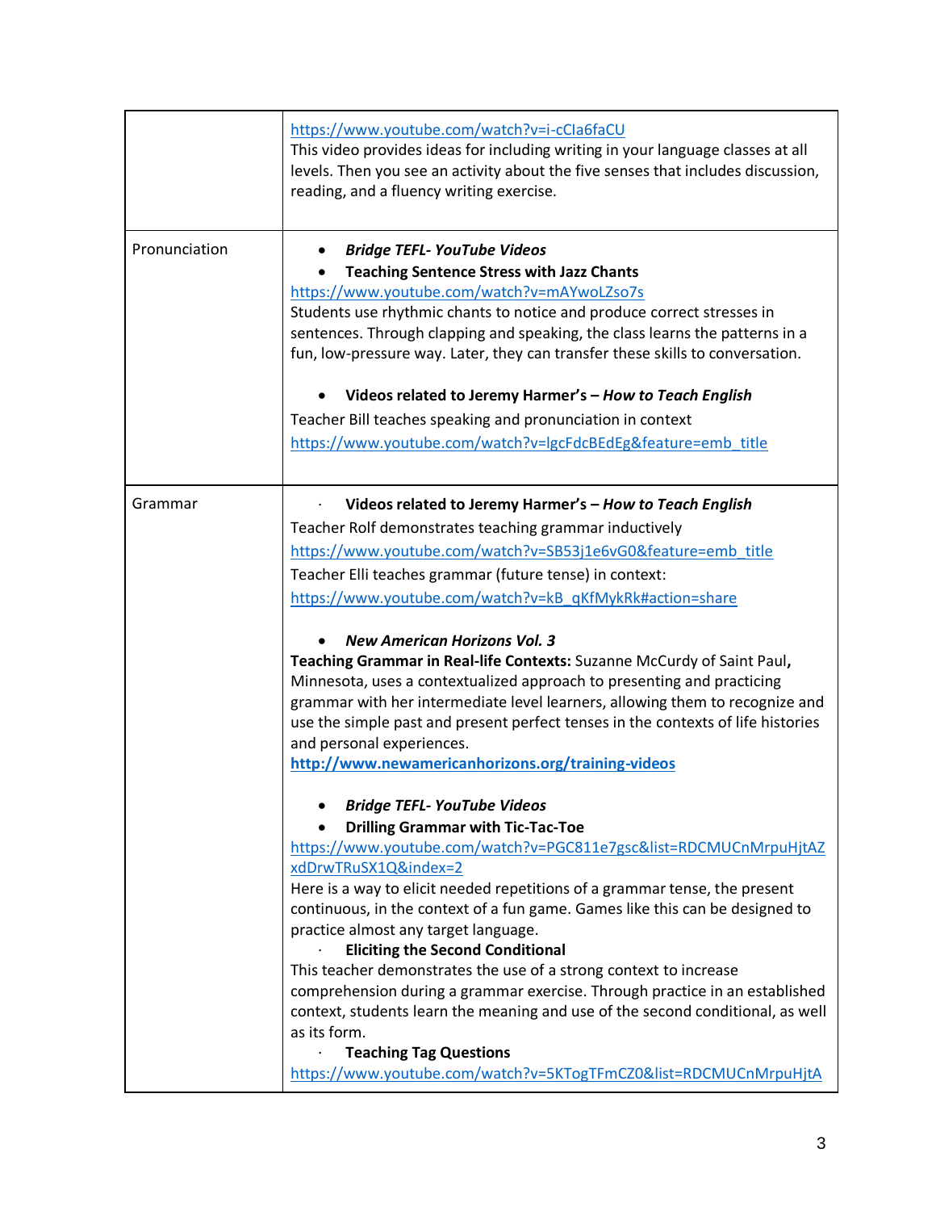| | |
|---|---|
| | https://www.youtube.com/watch?v=i-cCla6faCU<br>This video provides ideas for including writing in your language classes at all levels. Then you see an activity about the five senses that includes discussion, reading, and a fluency writing exercise. |
| Pronunciation | • ***Bridge TEFL- YouTube Videos***<br>• **Teaching Sentence Stress with Jazz Chants**<br>https://www.youtube.com/watch?v=mAYwoLZso7s<br>Students use rhythmic chants to notice and produce correct stresses in sentences. Through clapping and speaking, the class learns the patterns in a fun, low-pressure way. Later, they can transfer these skills to conversation.<br><br>• **Videos related to Jeremy Harmer's – *How to Teach English***<br>Teacher Bill teaches speaking and pronunciation in context<br>https://www.youtube.com/watch?v=lgcFdcBEdEg&feature=emb_title |
| Grammar | · **Videos related to Jeremy Harmer's – *How to Teach English***<br>Teacher Rolf demonstrates teaching grammar inductively<br>https://www.youtube.com/watch?v=SB53j1e6vG0&feature=emb_title<br>Teacher Elli teaches grammar (future tense) in context:<br>https://www.youtube.com/watch?v=kB_qKfMykRk#action=share<br><br>• ***New American Horizons Vol. 3***<br>**Teaching Grammar in Real-life Contexts:** Suzanne McCurdy of Saint Paul**,** Minnesota, uses a contextualized approach to presenting and practicing grammar with her intermediate level learners, allowing them to recognize and use the simple past and present perfect tenses in the contexts of life histories and personal experiences.<br>**http://www.newamericanhorizons.org/training-videos**<br><br>• ***Bridge TEFL- YouTube Videos***<br>• **Drilling Grammar with Tic-Tac-Toe**<br>https://www.youtube.com/watch?v=PGC811e7gsc&list=RDCMUCnMrpuHjtAZxdDrwTRuSX1Q&index=2<br>Here is a way to elicit needed repetitions of a grammar tense, the present continuous, in the context of a fun game. Games like this can be designed to practice almost any target language.<br>· **Eliciting the Second Conditional**<br>This teacher demonstrates the use of a strong context to increase comprehension during a grammar exercise. Through practice in an established context, students learn the meaning and use of the second conditional, as well as its form.<br>· **Teaching Tag Questions**<br>https://www.youtube.com/watch?v=5KTogTFmCZ0&list=RDCMUCnMrpuHjtA |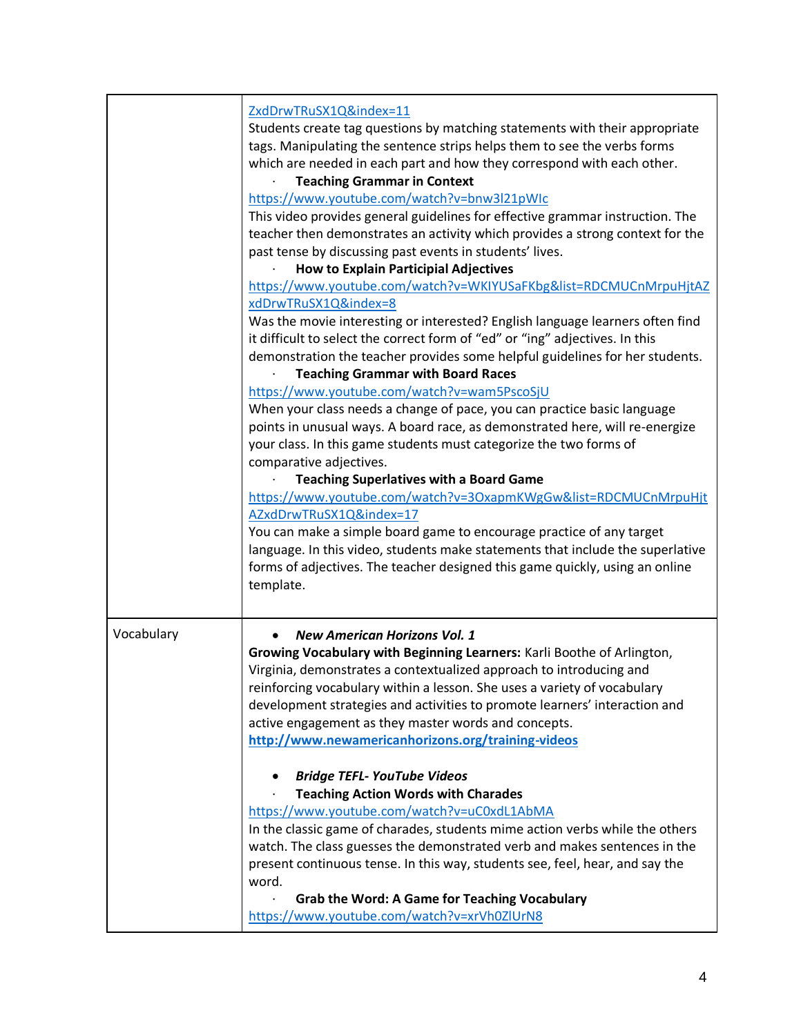| | |
|---|---|
| | ZxdDrwTRuSX1Q&index=11<br>Students create tag questions by matching statements with their appropriate tags. Manipulating the sentence strips helps them to see the verbs forms which are needed in each part and how they correspond with each other.<br>· **Teaching Grammar in Context**<br>https://www.youtube.com/watch?v=bnw3l21pWIc<br>This video provides general guidelines for effective grammar instruction. The teacher then demonstrates an activity which provides a strong context for the past tense by discussing past events in students' lives.<br>· **How to Explain Participial Adjectives**<br>https://www.youtube.com/watch?v=WKIYUSaFKbg&list=RDCMUCnMrpuHjtAZxdDrwTRuSX1Q&index=8<br>Was the movie interesting or interested? English language learners often find it difficult to select the correct form of "ed" or "ing" adjectives. In this demonstration the teacher provides some helpful guidelines for her students.<br>· **Teaching Grammar with Board Races**<br>https://www.youtube.com/watch?v=wam5PscoSjU<br>When your class needs a change of pace, you can practice basic language points in unusual ways. A board race, as demonstrated here, will re-energize your class. In this game students must categorize the two forms of comparative adjectives.<br>· **Teaching Superlatives with a Board Game**<br>https://www.youtube.com/watch?v=3OxapmKWgGw&list=RDCMUCnMrpuHjtAZxdDrwTRuSX1Q&index=17<br>You can make a simple board game to encourage practice of any target language. In this video, students make statements that include the superlative forms of adjectives. The teacher designed this game quickly, using an online template. |
| Vocabulary | • ***New American Horizons Vol. 1***<br>**Growing Vocabulary with Beginning Learners:** Karli Boothe of Arlington, Virginia, demonstrates a contextualized approach to introducing and reinforcing vocabulary within a lesson. She uses a variety of vocabulary development strategies and activities to promote learners' interaction and active engagement as they master words and concepts.<br>**http://www.newamericanhorizons.org/training-videos**<br><br>• ***Bridge TEFL- YouTube Videos***<br>· **Teaching Action Words with Charades**<br>https://www.youtube.com/watch?v=uC0xdL1AbMA<br>In the classic game of charades, students mime action verbs while the others watch. The class guesses the demonstrated verb and makes sentences in the present continuous tense. In this way, students see, feel, hear, and say the word.<br>· **Grab the Word: A Game for Teaching Vocabulary**<br>https://www.youtube.com/watch?v=xrVh0ZlUrN8 |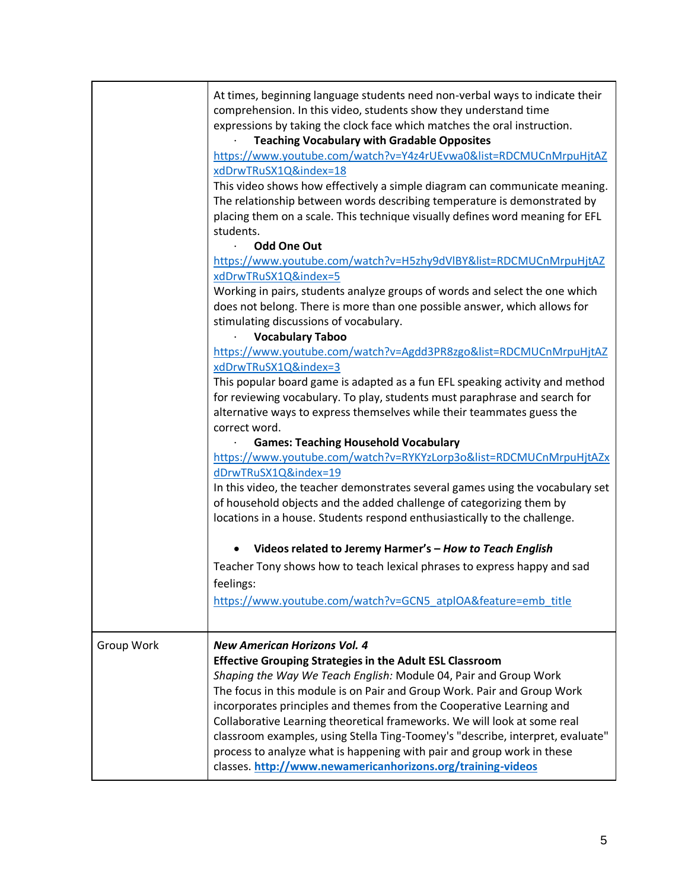| | |
|---|---|
| | At times, beginning language students need non-verbal ways to indicate their comprehension. In this video, students show they understand time expressions by taking the clock face which matches the oral instruction.<br>· **Teaching Vocabulary with Gradable Opposites**<br>https://www.youtube.com/watch?v=Y4z4rUEvwa0&list=RDCMUCnMrpuHjtAZxdDrwTRuSX1Q&index=18<br>This video shows how effectively a simple diagram can communicate meaning. The relationship between words describing temperature is demonstrated by placing them on a scale. This technique visually defines word meaning for EFL students.<br>· **Odd One Out**<br>https://www.youtube.com/watch?v=H5zhy9dVlBY&list=RDCMUCnMrpuHjtAZxdDrwTRuSX1Q&index=5<br>Working in pairs, students analyze groups of words and select the one which does not belong. There is more than one possible answer, which allows for stimulating discussions of vocabulary.<br>· **Vocabulary Taboo**<br>https://www.youtube.com/watch?v=Agdd3PR8zgo&list=RDCMUCnMrpuHjtAZxdDrwTRuSX1Q&index=3<br>This popular board game is adapted as a fun EFL speaking activity and method for reviewing vocabulary. To play, students must paraphrase and search for alternative ways to express themselves while their teammates guess the correct word.<br>· **Games: Teaching Household Vocabulary**<br>https://www.youtube.com/watch?v=RYKYzLorp3o&list=RDCMUCnMrpuHjtAZxdDrwTRuSX1Q&index=19<br>In this video, the teacher demonstrates several games using the vocabulary set of household objects and the added challenge of categorizing them by locations in a house. Students respond enthusiastically to the challenge.<br><br>• **Videos related to Jeremy Harmer's – *How to Teach English***<br>Teacher Tony shows how to teach lexical phrases to express happy and sad feelings:<br>https://www.youtube.com/watch?v=GCN5_atplOA&feature=emb_title |
| Group Work | ***New American Horizons Vol. 4***<br>**Effective Grouping Strategies in the Adult ESL Classroom**<br>*Shaping the Way We Teach English:* Module 04, Pair and Group Work<br>The focus in this module is on Pair and Group Work. Pair and Group Work incorporates principles and themes from the Cooperative Learning and Collaborative Learning theoretical frameworks. We will look at some real classroom examples, using Stella Ting-Toomey's "describe, interpret, evaluate" process to analyze what is happening with pair and group work in these classes. **http://www.newamericanhorizons.org/training-videos** |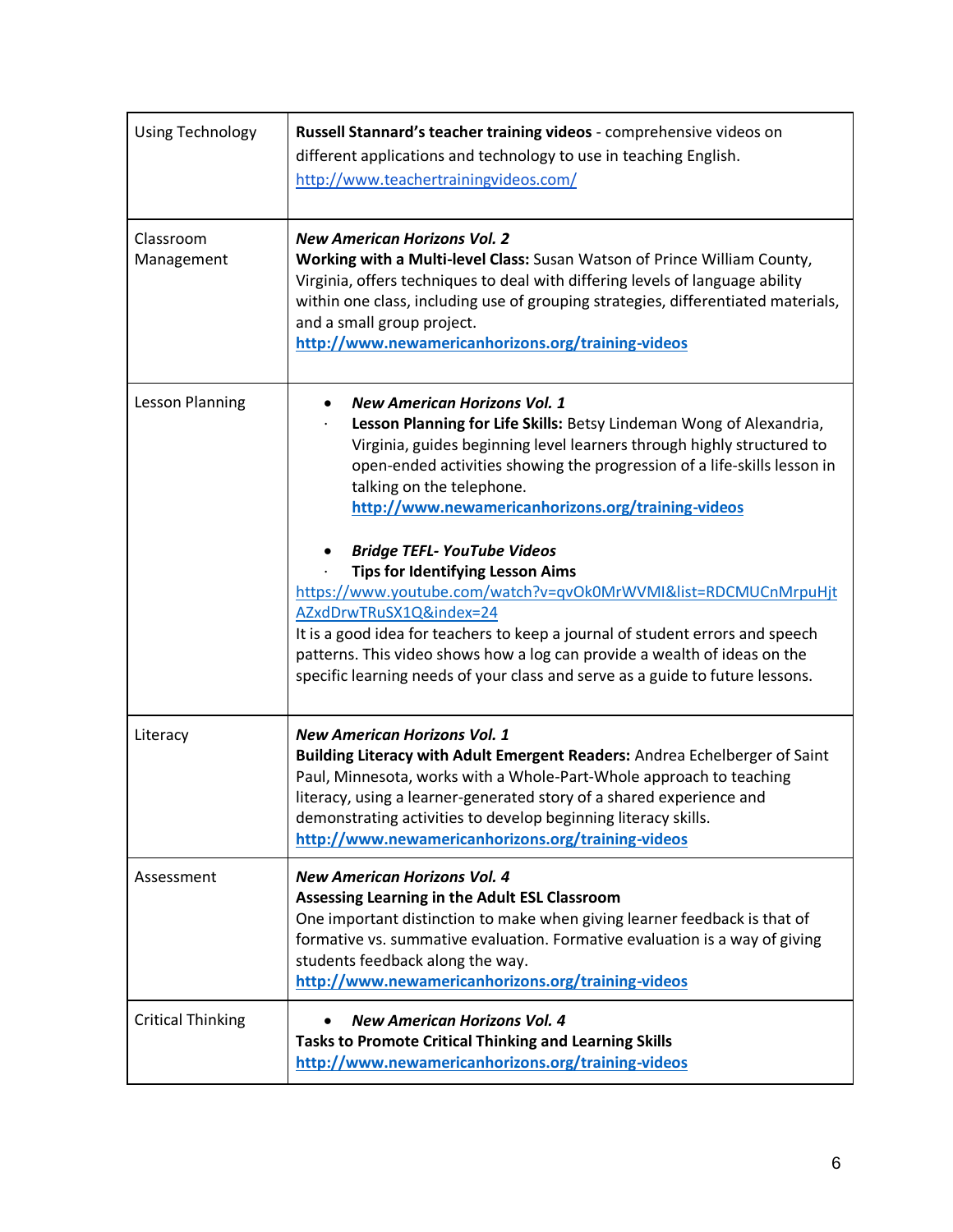| | |
|---|---|
| Using Technology | **Russell Stannard's teacher training videos** - comprehensive videos on different applications and technology to use in teaching English. http://www.teachertrainingvideos.com/ |
| Classroom Management | ***New American Horizons Vol. 2*** <br> **Working with a Multi-level Class:** Susan Watson of Prince William County, Virginia, offers techniques to deal with differing levels of language ability within one class, including use of grouping strategies, differentiated materials, and a small group project. <br> **http://www.newamericanhorizons.org/training-videos** |
| Lesson Planning | • ***New American Horizons Vol. 1*** <br> · **Lesson Planning for Life Skills:** Betsy Lindeman Wong of Alexandria, Virginia, guides beginning level learners through highly structured to open-ended activities showing the progression of a life-skills lesson in talking on the telephone. <br> **http://www.newamericanhorizons.org/training-videos** <br><br> • ***Bridge TEFL- YouTube Videos*** <br> · **Tips for Identifying Lesson Aims** <br> https://www.youtube.com/watch?v=qvOk0MrWVMI&list=RDCMUCnMrpuHjtAZxdDrwTRuSX1Q&index=24 <br> It is a good idea for teachers to keep a journal of student errors and speech patterns. This video shows how a log can provide a wealth of ideas on the specific learning needs of your class and serve as a guide to future lessons. |
| Literacy | ***New American Horizons Vol. 1*** <br> **Building Literacy with Adult Emergent Readers:** Andrea Echelberger of Saint Paul, Minnesota, works with a Whole-Part-Whole approach to teaching literacy, using a learner-generated story of a shared experience and demonstrating activities to develop beginning literacy skills. <br> **http://www.newamericanhorizons.org/training-videos** |
| Assessment | ***New American Horizons Vol. 4*** <br> **Assessing Learning in the Adult ESL Classroom** <br> One important distinction to make when giving learner feedback is that of formative vs. summative evaluation. Formative evaluation is a way of giving students feedback along the way. <br> **http://www.newamericanhorizons.org/training-videos** |
| Critical Thinking | • ***New American Horizons Vol. 4*** <br> **Tasks to Promote Critical Thinking and Learning Skills** <br> **http://www.newamericanhorizons.org/training-videos** |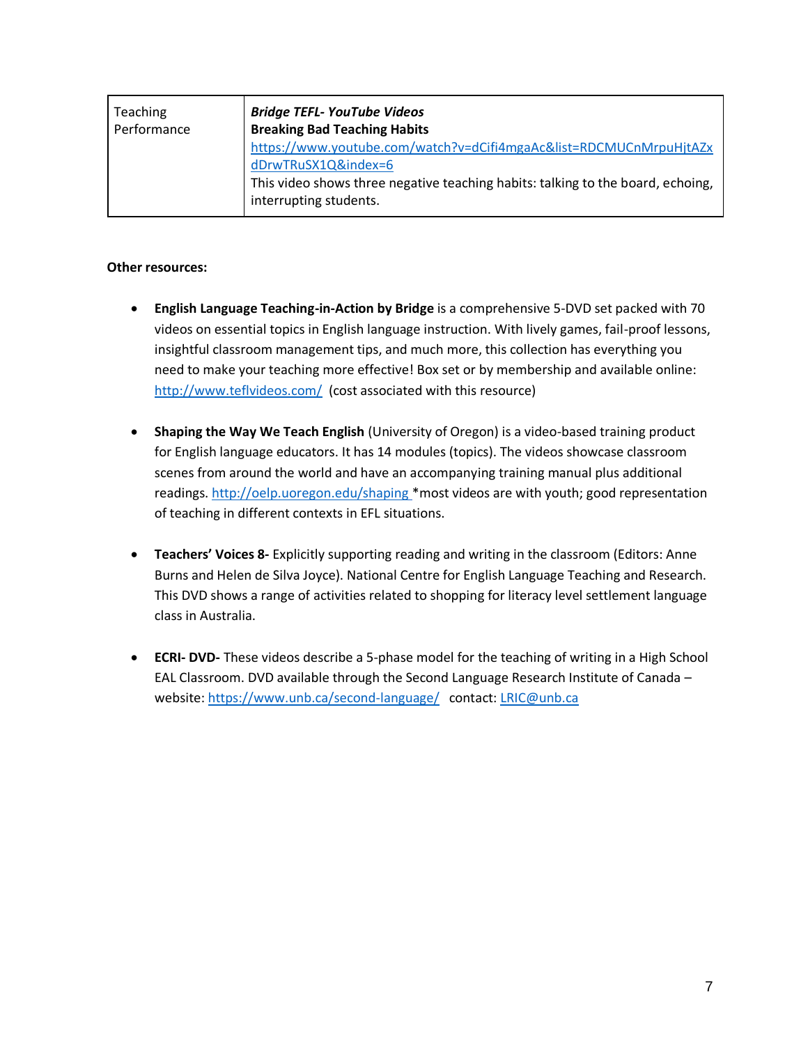| | |
|---|---|
| Teaching Performance | ***Bridge TEFL- YouTube Videos***<br>**Breaking Bad Teaching Habits**<br>https://www.youtube.com/watch?v=dCifi4mgaAc&list=RDCMUCnMrpuHjtAZxdDrwTRuSX1Q&index=6<br>This video shows three negative teaching habits: talking to the board, echoing, interrupting students. |

**Other resources:**

- **English Language Teaching-in-Action by Bridge** is a comprehensive 5-DVD set packed with 70 videos on essential topics in English language instruction. With lively games, fail-proof lessons, insightful classroom management tips, and much more, this collection has everything you need to make your teaching more effective! Box set or by membership and available online: http://www.teflvideos.com/ (cost associated with this resource)

- **Shaping the Way We Teach English** (University of Oregon) is a video-based training product for English language educators. It has 14 modules (topics). The videos showcase classroom scenes from around the world and have an accompanying training manual plus additional readings. http://oelp.uoregon.edu/shaping *most videos are with youth; good representation of teaching in different contexts in EFL situations.

- **Teachers' Voices 8-** Explicitly supporting reading and writing in the classroom (Editors: Anne Burns and Helen de Silva Joyce). National Centre for English Language Teaching and Research. This DVD shows a range of activities related to shopping for literacy level settlement language class in Australia.

- **ECRI- DVD-** These videos describe a 5-phase model for the teaching of writing in a High School EAL Classroom. DVD available through the Second Language Research Institute of Canada – website: https://www.unb.ca/second-language/ contact: LRIC@unb.ca